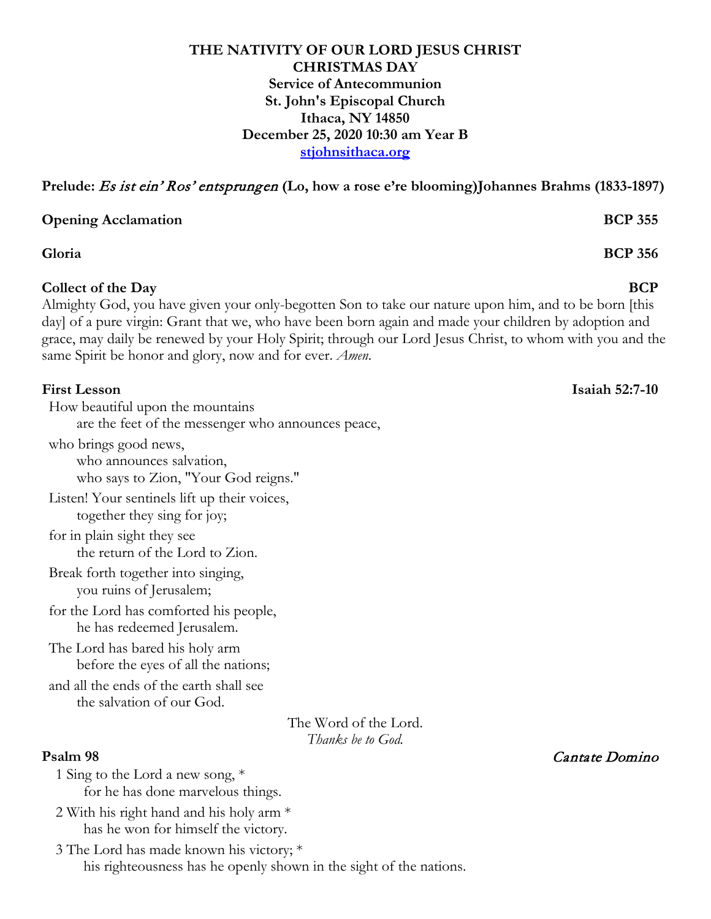**THE NATIVITY OF OUR LORD JESUS CHRIST**
**CHRISTMAS DAY**
**Service of Antecommunion**
**St. John's Episcopal Church**
**Ithaca, NY 14850**
**December 25, 2020 10:30 am Year B**
**stjohnsithaca.org**

**Prelude:** ***Es ist ein' Ros' entsprungen*** **(Lo, how a rose e're blooming)Johannes Brahms (1833-1897)**

**Opening Acclamation** **BCP 355**

**Gloria** **BCP 356**

**Collect of the Day** **BCP**

Almighty God, you have given your only-begotten Son to take our nature upon him, and to be born [this day] of a pure virgin: Grant that we, who have been born again and made your children by adoption and grace, may daily be renewed by your Holy Spirit; through our Lord Jesus Christ, to whom with you and the same Spirit be honor and glory, now and for ever. *Amen.*

**First Lesson** **Isaiah 52:7-10**

How beautiful upon the mountains
are the feet of the messenger who announces peace,

who brings good news,
who announces salvation,
who says to Zion, "Your God reigns."

Listen! Your sentinels lift up their voices,
together they sing for joy;

for in plain sight they see
the return of the Lord to Zion.

Break forth together into singing,
you ruins of Jerusalem;

for the Lord has comforted his people,
he has redeemed Jerusalem.

The Lord has bared his holy arm
before the eyes of all the nations;

and all the ends of the earth shall see
the salvation of our God.

The Word of the Lord.
*Thanks be to God.*

**Psalm 98** *Cantate Domino*

1 Sing to the Lord a new song, *
for he has done marvelous things.

2 With his right hand and his holy arm *
has he won for himself the victory.

3 The Lord has made known his victory; *
his righteousness has he openly shown in the sight of the nations.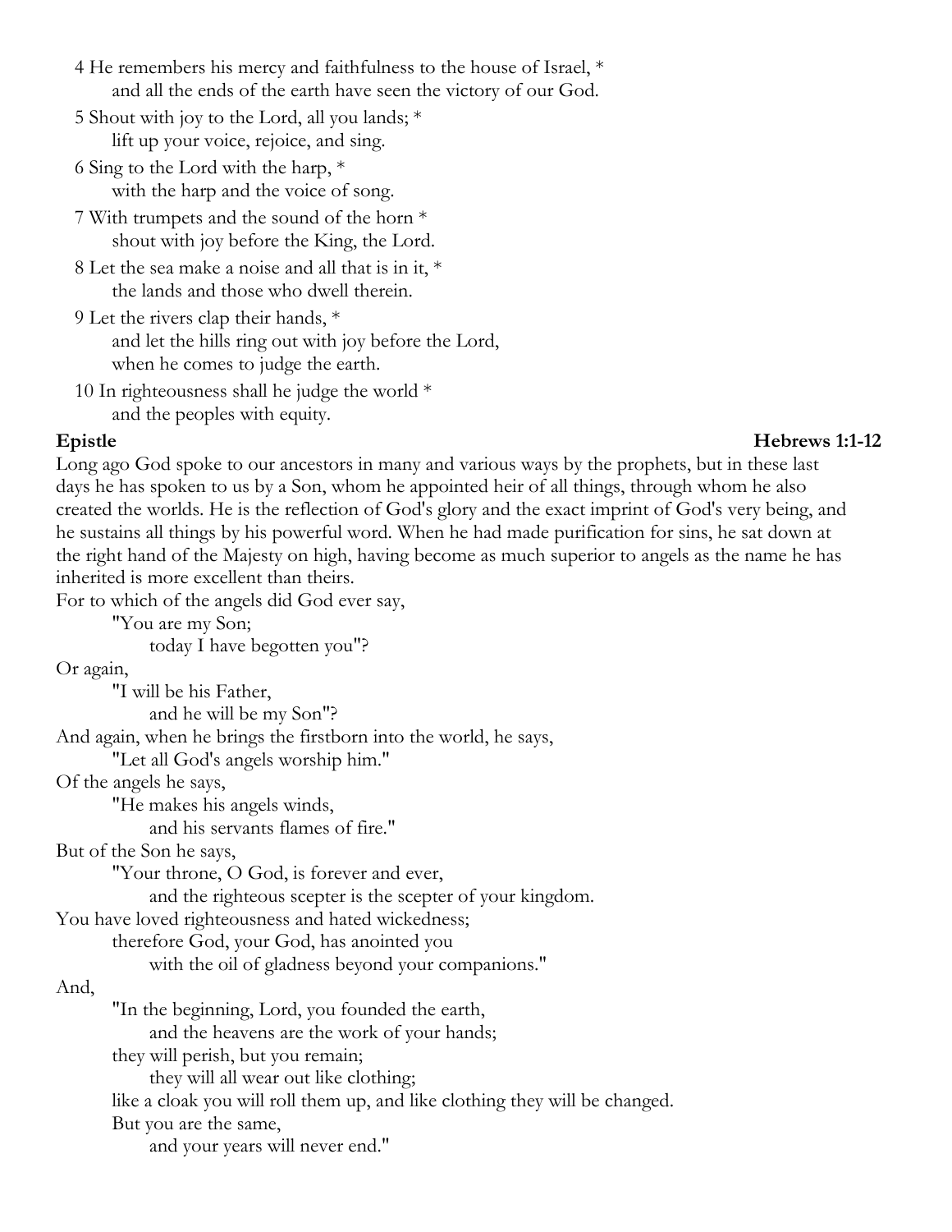4 He remembers his mercy and faithfulness to the house of Israel, *
    and all the ends of the earth have seen the victory of our God.

5 Shout with joy to the Lord, all you lands; *
    lift up your voice, rejoice, and sing.

6 Sing to the Lord with the harp, *
    with the harp and the voice of song.

7 With trumpets and the sound of the horn *
    shout with joy before the King, the Lord.

8 Let the sea make a noise and all that is in it, *
    the lands and those who dwell therein.

9 Let the rivers clap their hands, *
    and let the hills ring out with joy before the Lord,
    when he comes to judge the earth.

10 In righteousness shall he judge the world *
    and the peoples with equity.

**Epistle** **Hebrews 1:1-12**

Long ago God spoke to our ancestors in many and various ways by the prophets, but in these last days he has spoken to us by a Son, whom he appointed heir of all things, through whom he also created the worlds. He is the reflection of God's glory and the exact imprint of God's very being, and he sustains all things by his powerful word. When he had made purification for sins, he sat down at the right hand of the Majesty on high, having become as much superior to angels as the name he has inherited is more excellent than theirs.

For to which of the angels did God ever say,

"You are my Son;
    today I have begotten you"?

Or again,

"I will be his Father,
    and he will be my Son"?

And again, when he brings the firstborn into the world, he says,

"Let all God's angels worship him."

Of the angels he says,

"He makes his angels winds,
    and his servants flames of fire."

But of the Son he says,

"Your throne, O God, is forever and ever,
    and the righteous scepter is the scepter of your kingdom.
You have loved righteousness and hated wickedness;
    therefore God, your God, has anointed you
        with the oil of gladness beyond your companions."

And,

"In the beginning, Lord, you founded the earth,
    and the heavens are the work of your hands;
they will perish, but you remain;
    they will all wear out like clothing;
like a cloak you will roll them up, and like clothing they will be changed.
But you are the same,
    and your years will never end."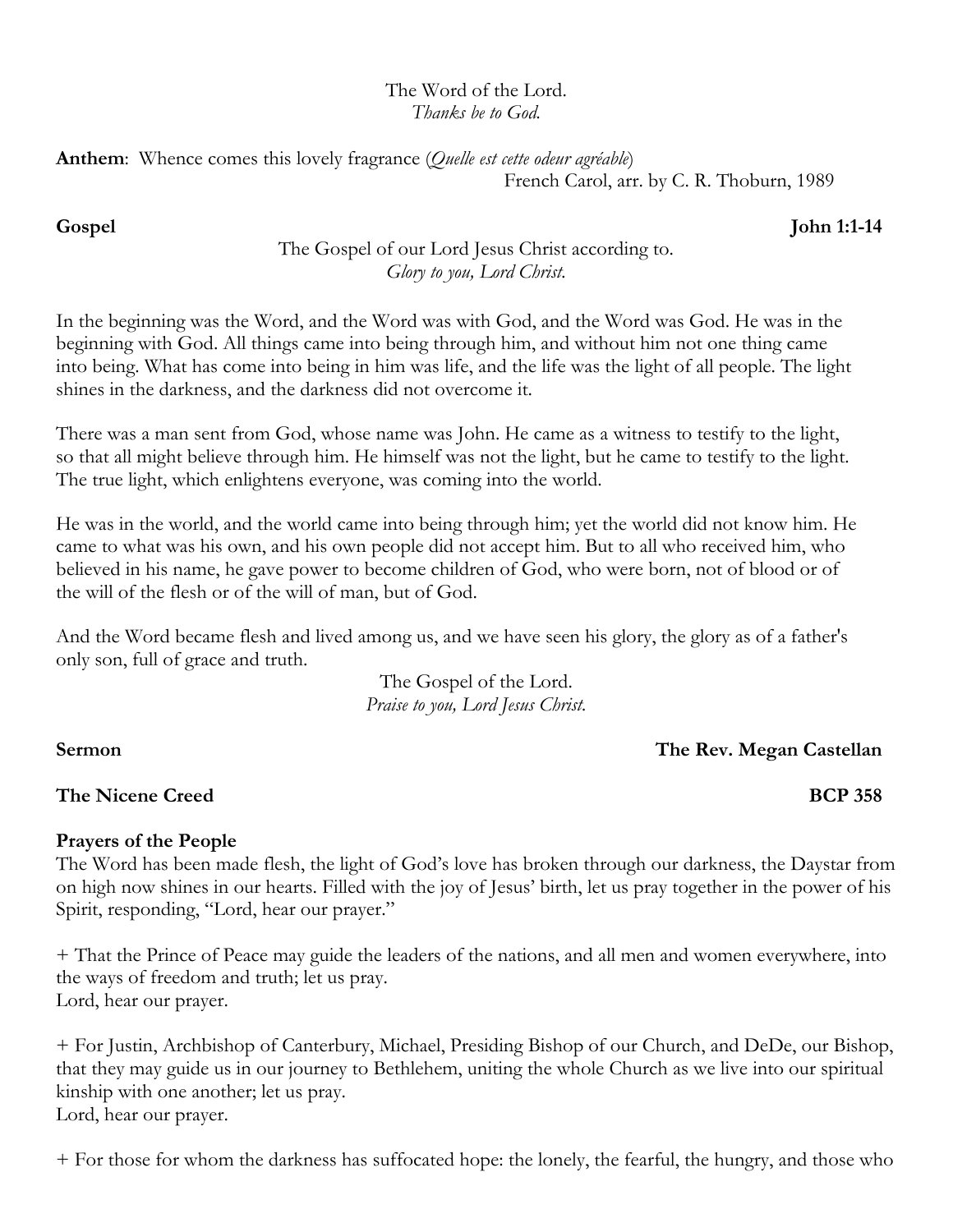The Word of the Lord.
*Thanks be to God.*

**Anthem**: Whence comes this lovely fragrance (*Quelle est cette odeur agréable*)
French Carol, arr. by C. R. Thoburn, 1989

**Gospel** **John 1:1-14**

The Gospel of our Lord Jesus Christ according to.
*Glory to you, Lord Christ.*

In the beginning was the Word, and the Word was with God, and the Word was God. He was in the beginning with God. All things came into being through him, and without him not one thing came into being. What has come into being in him was life, and the life was the light of all people. The light shines in the darkness, and the darkness did not overcome it.

There was a man sent from God, whose name was John. He came as a witness to testify to the light, so that all might believe through him. He himself was not the light, but he came to testify to the light. The true light, which enlightens everyone, was coming into the world.

He was in the world, and the world came into being through him; yet the world did not know him. He came to what was his own, and his own people did not accept him. But to all who received him, who believed in his name, he gave power to become children of God, who were born, not of blood or of the will of the flesh or of the will of man, but of God.

And the Word became flesh and lived among us, and we have seen his glory, the glory as of a father's only son, full of grace and truth.

The Gospel of the Lord.
*Praise to you, Lord Jesus Christ.*

**Sermon** **The Rev. Megan Castellan**

**The Nicene Creed** **BCP 358**

**Prayers of the People**

The Word has been made flesh, the light of God's love has broken through our darkness, the Daystar from on high now shines in our hearts. Filled with the joy of Jesus' birth, let us pray together in the power of his Spirit, responding, "Lord, hear our prayer."

+ That the Prince of Peace may guide the leaders of the nations, and all men and women everywhere, into the ways of freedom and truth; let us pray.
Lord, hear our prayer.

+ For Justin, Archbishop of Canterbury, Michael, Presiding Bishop of our Church, and DeDe, our Bishop, that they may guide us in our journey to Bethlehem, uniting the whole Church as we live into our spiritual kinship with one another; let us pray.
Lord, hear our prayer.

+ For those for whom the darkness has suffocated hope: the lonely, the fearful, the hungry, and those who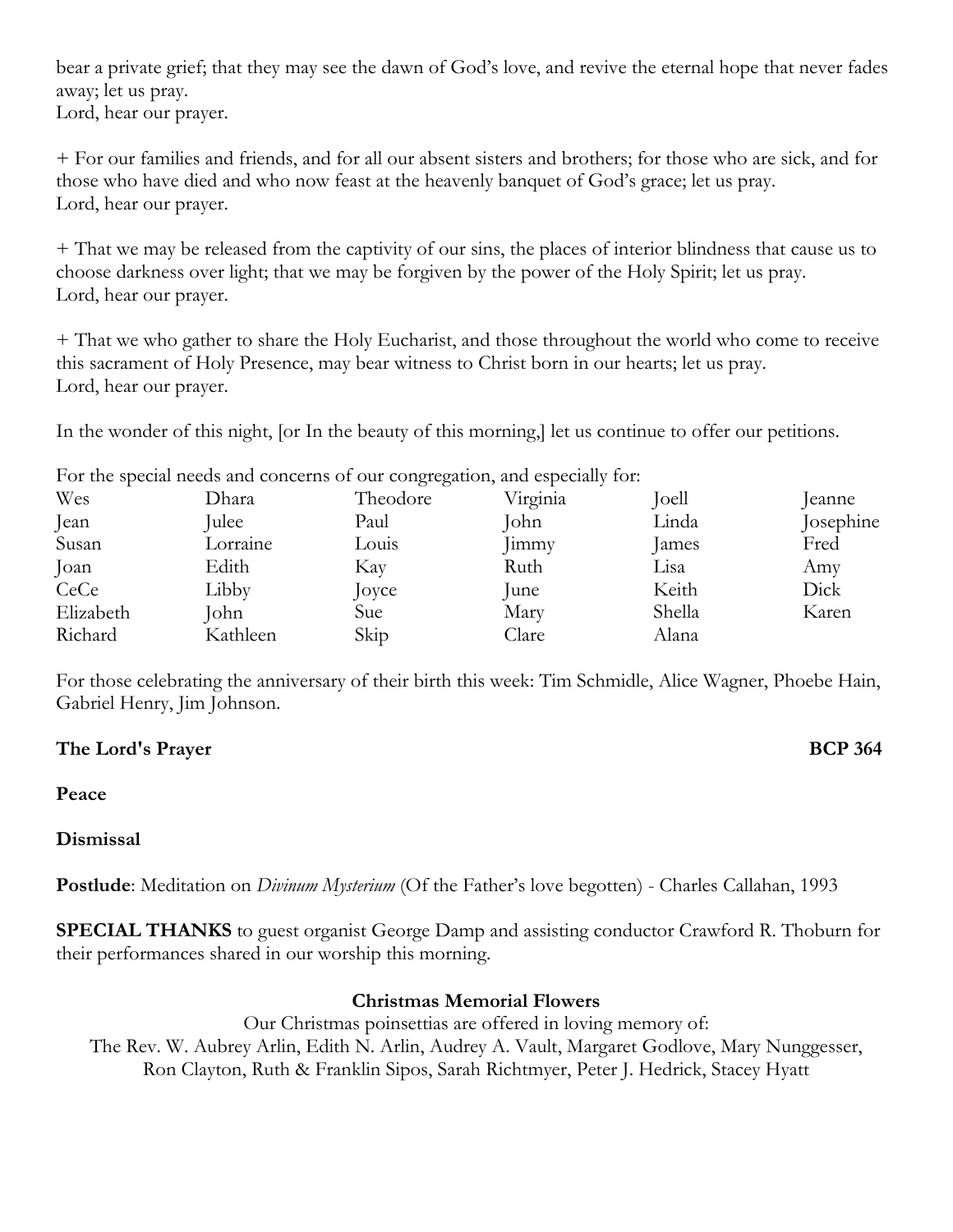bear a private grief; that they may see the dawn of God's love, and revive the eternal hope that never fades away; let us pray.
Lord, hear our prayer.

+ For our families and friends, and for all our absent sisters and brothers; for those who are sick, and for those who have died and who now feast at the heavenly banquet of God's grace; let us pray.
Lord, hear our prayer.

+ That we may be released from the captivity of our sins, the places of interior blindness that cause us to choose darkness over light; that we may be forgiven by the power of the Holy Spirit; let us pray.
Lord, hear our prayer.

+ That we who gather to share the Holy Eucharist, and those throughout the world who come to receive this sacrament of Holy Presence, may bear witness to Christ born in our hearts; let us pray.
Lord, hear our prayer.

In the wonder of this night, [or In the beauty of this morning,] let us continue to offer our petitions.

For the special needs and concerns of our congregation, and especially for:

| | | | | | |
|---|---|---|---|---|---|
| Wes | Dhara | Theodore | Virginia | Joell | Jeanne |
| Jean | Julee | Paul | John | Linda | Josephine |
| Susan | Lorraine | Louis | Jimmy | James | Fred |
| Joan | Edith | Kay | Ruth | Lisa | Amy |
| CeCe | Libby | Joyce | June | Keith | Dick |
| Elizabeth | John | Sue | Mary | Shella | Karen |
| Richard | Kathleen | Skip | Clare | Alana | |

For those celebrating the anniversary of their birth this week: Tim Schmidle, Alice Wagner, Phoebe Hain, Gabriel Henry, Jim Johnson.

**The Lord's Prayer** **BCP 364**

**Peace**

**Dismissal**

**Postlude**: Meditation on *Divinum Mysterium* (Of the Father's love begotten) - Charles Callahan, 1993

**SPECIAL THANKS** to guest organist George Damp and assisting conductor Crawford R. Thoburn for their performances shared in our worship this morning.

**Christmas Memorial Flowers**

Our Christmas poinsettias are offered in loving memory of:
The Rev. W. Aubrey Arlin, Edith N. Arlin, Audrey A. Vault, Margaret Godlove, Mary Nunggesser, Ron Clayton, Ruth & Franklin Sipos, Sarah Richtmyer, Peter J. Hedrick, Stacey Hyatt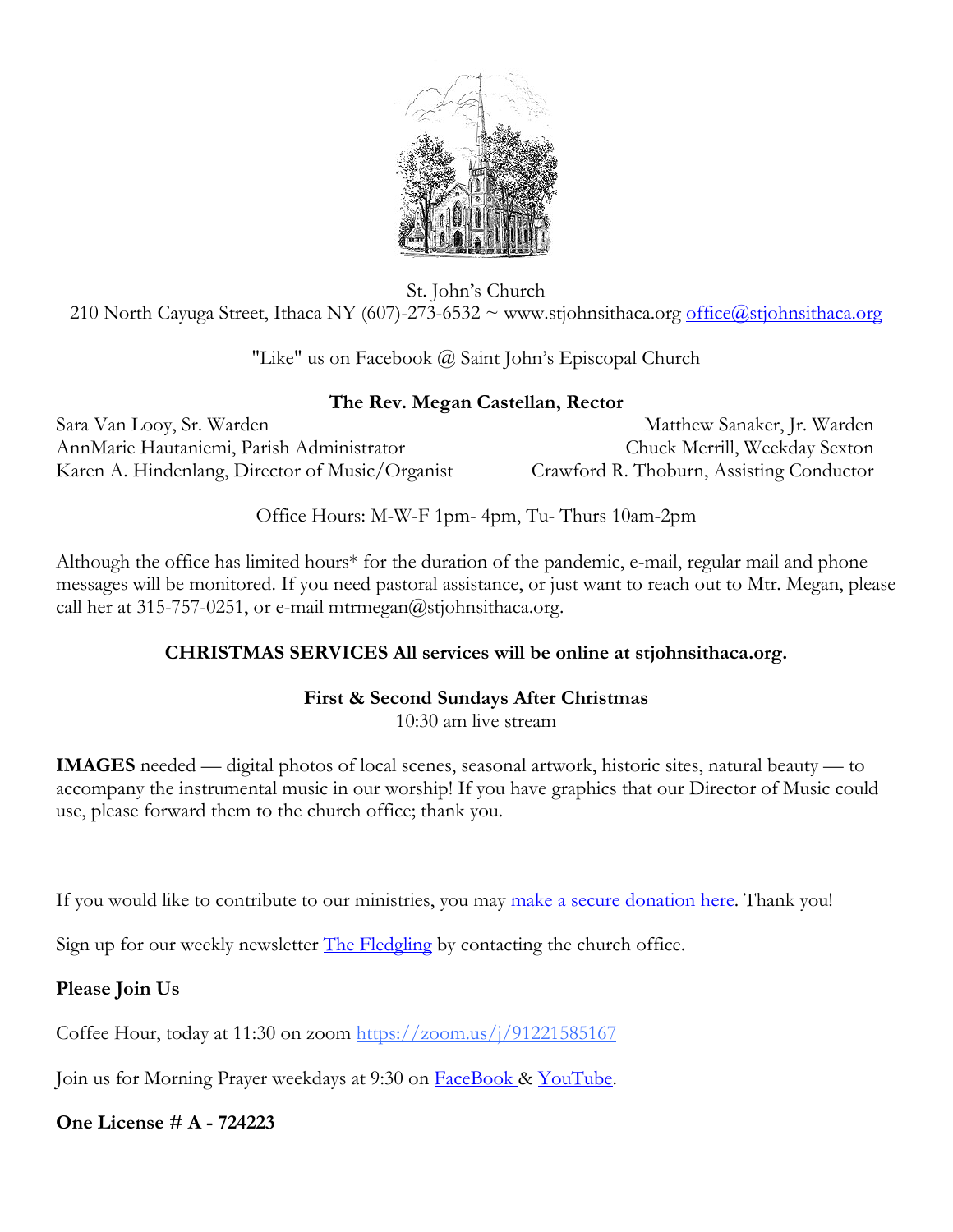St. John's Church
210 North Cayuga Street, Ithaca NY (607)-273-6532 ~ www.stjohnsithaca.org office@stjohnsithaca.org

"Like" us on Facebook @ Saint John's Episcopal Church

**The Rev. Megan Castellan, Rector**

Sara Van Looy, Sr. Warden
Matthew Sanaker, Jr. Warden
AnnMarie Hautaniemi, Parish Administrator
Chuck Merrill, Weekday Sexton
Karen A. Hindenlang, Director of Music/Organist
Crawford R. Thoburn, Assisting Conductor

Office Hours: M-W-F 1pm- 4pm, Tu- Thurs 10am-2pm

Although the office has limited hours* for the duration of the pandemic, e-mail, regular mail and phone messages will be monitored. If you need pastoral assistance, or just want to reach out to Mtr. Megan, please call her at 315-757-0251, or e-mail mtrmegan@stjohnsithaca.org.

**CHRISTMAS SERVICES All services will be online at stjohnsithaca.org.**

**First & Second Sundays After Christmas**
10:30 am live stream

**IMAGES** needed — digital photos of local scenes, seasonal artwork, historic sites, natural beauty — to accompany the instrumental music in our worship! If you have graphics that our Director of Music could use, please forward them to the church office; thank you.

If you would like to contribute to our ministries, you may make a secure donation here. Thank you!

Sign up for our weekly newsletter The Fledgling by contacting the church office.

**Please Join Us**

Coffee Hour, today at 11:30 on zoom https://zoom.us/j/91221585167

Join us for Morning Prayer weekdays at 9:30 on FaceBook & YouTube.

**One License # A - 724223**